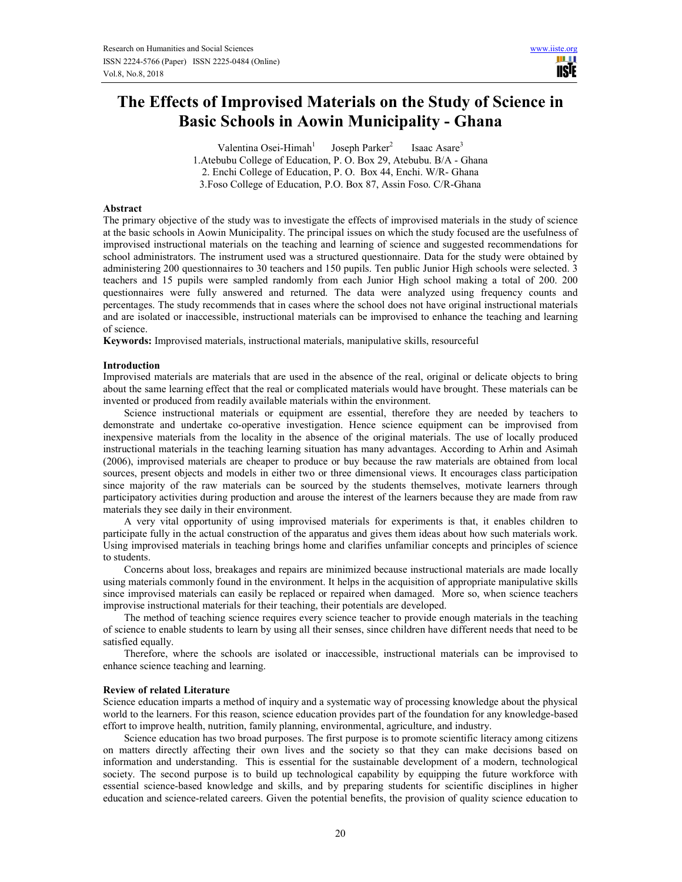# The Effects of Improvised Materials on the Study of Science in Basic Schools in Aowin Municipality - Ghana

Valentina Osei-Himah[1] Joseph Parker[2] Isaac Asare[3]

1.Atebubu College of Education, P. O. Box 29, Atebubu. B/A - Ghana
2. Enchi College of Education, P. O. Box 44, Enchi. W/R- Ghana
3.Foso College of Education, P.O. Box 87, Assin Foso. C/R-Ghana

## Abstract

The primary objective of the study was to investigate the effects of improvised materials in the study of science at the basic schools in Aowin Municipality. The principal issues on which the study focused are the usefulness of improvised instructional materials on the teaching and learning of science and suggested recommendations for school administrators. The instrument used was a structured questionnaire. Data for the study were obtained by administering 200 questionnaires to 30 teachers and 150 pupils. Ten public Junior High schools were selected. 3 teachers and 15 pupils were sampled randomly from each Junior High school making a total of 200. 200 questionnaires were fully answered and returned. The data were analyzed using frequency counts and percentages. The study recommends that in cases where the school does not have original instructional materials and are isolated or inaccessible, instructional materials can be improvised to enhance the teaching and learning of science.

**Keywords:** Improvised materials, instructional materials, manipulative skills, resourceful

## Introduction

Improvised materials are materials that are used in the absence of the real, original or delicate objects to bring about the same learning effect that the real or complicated materials would have brought. These materials can be invented or produced from readily available materials within the environment.

Science instructional materials or equipment are essential, therefore they are needed by teachers to demonstrate and undertake co-operative investigation. Hence science equipment can be improvised from inexpensive materials from the locality in the absence of the original materials. The use of locally produced instructional materials in the teaching learning situation has many advantages. According to Arhin and Asimah (2006), improvised materials are cheaper to produce or buy because the raw materials are obtained from local sources, present objects and models in either two or three dimensional views. It encourages class participation since majority of the raw materials can be sourced by the students themselves, motivate learners through participatory activities during production and arouse the interest of the learners because they are made from raw materials they see daily in their environment.

A very vital opportunity of using improvised materials for experiments is that, it enables children to participate fully in the actual construction of the apparatus and gives them ideas about how such materials work. Using improvised materials in teaching brings home and clarifies unfamiliar concepts and principles of science to students.

Concerns about loss, breakages and repairs are minimized because instructional materials are made locally using materials commonly found in the environment. It helps in the acquisition of appropriate manipulative skills since improvised materials can easily be replaced or repaired when damaged. More so, when science teachers improvise instructional materials for their teaching, their potentials are developed.

The method of teaching science requires every science teacher to provide enough materials in the teaching of science to enable students to learn by using all their senses, since children have different needs that need to be satisfied equally.

Therefore, where the schools are isolated or inaccessible, instructional materials can be improvised to enhance science teaching and learning.

## Review of related Literature

Science education imparts a method of inquiry and a systematic way of processing knowledge about the physical world to the learners. For this reason, science education provides part of the foundation for any knowledge-based effort to improve health, nutrition, family planning, environmental, agriculture, and industry.

Science education has two broad purposes. The first purpose is to promote scientific literacy among citizens on matters directly affecting their own lives and the society so that they can make decisions based on information and understanding. This is essential for the sustainable development of a modern, technological society. The second purpose is to build up technological capability by equipping the future workforce with essential science-based knowledge and skills, and by preparing students for scientific disciplines in higher education and science-related careers. Given the potential benefits, the provision of quality science education to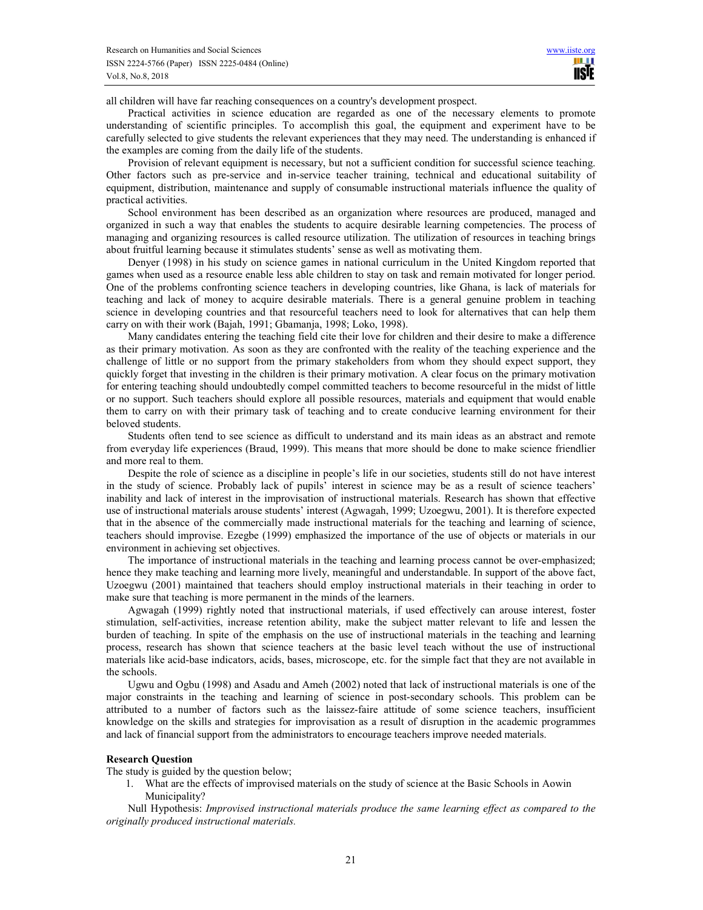all children will have far reaching consequences on a country's development prospect.

Practical activities in science education are regarded as one of the necessary elements to promote understanding of scientific principles. To accomplish this goal, the equipment and experiment have to be carefully selected to give students the relevant experiences that they may need. The understanding is enhanced if the examples are coming from the daily life of the students.

Provision of relevant equipment is necessary, but not a sufficient condition for successful science teaching. Other factors such as pre-service and in-service teacher training, technical and educational suitability of equipment, distribution, maintenance and supply of consumable instructional materials influence the quality of practical activities.

School environment has been described as an organization where resources are produced, managed and organized in such a way that enables the students to acquire desirable learning competencies. The process of managing and organizing resources is called resource utilization. The utilization of resources in teaching brings about fruitful learning because it stimulates students' sense as well as motivating them.

Denyer (1998) in his study on science games in national curriculum in the United Kingdom reported that games when used as a resource enable less able children to stay on task and remain motivated for longer period. One of the problems confronting science teachers in developing countries, like Ghana, is lack of materials for teaching and lack of money to acquire desirable materials. There is a general genuine problem in teaching science in developing countries and that resourceful teachers need to look for alternatives that can help them carry on with their work (Bajah, 1991; Gbamanja, 1998; Loko, 1998).

Many candidates entering the teaching field cite their love for children and their desire to make a difference as their primary motivation. As soon as they are confronted with the reality of the teaching experience and the challenge of little or no support from the primary stakeholders from whom they should expect support, they quickly forget that investing in the children is their primary motivation. A clear focus on the primary motivation for entering teaching should undoubtedly compel committed teachers to become resourceful in the midst of little or no support. Such teachers should explore all possible resources, materials and equipment that would enable them to carry on with their primary task of teaching and to create conducive learning environment for their beloved students.

Students often tend to see science as difficult to understand and its main ideas as an abstract and remote from everyday life experiences (Braud, 1999). This means that more should be done to make science friendlier and more real to them.

Despite the role of science as a discipline in people's life in our societies, students still do not have interest in the study of science. Probably lack of pupils' interest in science may be as a result of science teachers' inability and lack of interest in the improvisation of instructional materials. Research has shown that effective use of instructional materials arouse students' interest (Agwagah, 1999; Uzoegwu, 2001). It is therefore expected that in the absence of the commercially made instructional materials for the teaching and learning of science, teachers should improvise. Ezegbe (1999) emphasized the importance of the use of objects or materials in our environment in achieving set objectives.

The importance of instructional materials in the teaching and learning process cannot be over-emphasized; hence they make teaching and learning more lively, meaningful and understandable. In support of the above fact, Uzoegwu (2001) maintained that teachers should employ instructional materials in their teaching in order to make sure that teaching is more permanent in the minds of the learners.

Agwagah (1999) rightly noted that instructional materials, if used effectively can arouse interest, foster stimulation, self-activities, increase retention ability, make the subject matter relevant to life and lessen the burden of teaching. In spite of the emphasis on the use of instructional materials in the teaching and learning process, research has shown that science teachers at the basic level teach without the use of instructional materials like acid-base indicators, acids, bases, microscope, etc. for the simple fact that they are not available in the schools.

Ugwu and Ogbu (1998) and Asadu and Ameh (2002) noted that lack of instructional materials is one of the major constraints in the teaching and learning of science in post-secondary schools. This problem can be attributed to a number of factors such as the laissez-faire attitude of some science teachers, insufficient knowledge on the skills and strategies for improvisation as a result of disruption in the academic programmes and lack of financial support from the administrators to encourage teachers improve needed materials.

**Research Question**

The study is guided by the question below;

1. What are the effects of improvised materials on the study of science at the Basic Schools in Aowin Municipality?

Null Hypothesis: *Improvised instructional materials produce the same learning effect as compared to the originally produced instructional materials.*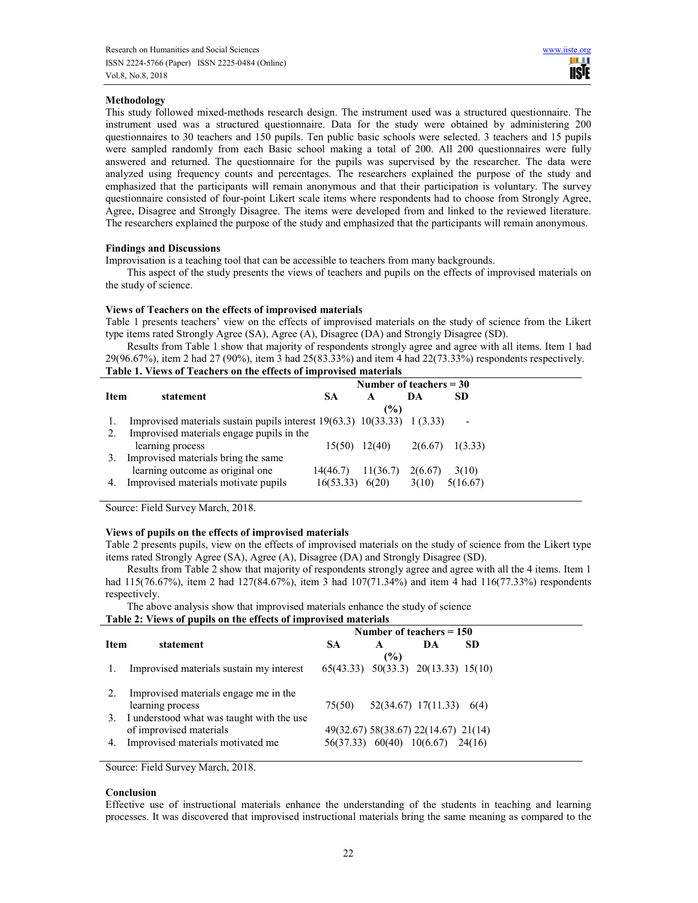**Methodology**

This study followed mixed-methods research design. The instrument used was a structured questionnaire. The instrument used was a structured questionnaire. Data for the study were obtained by administering 200 questionnaires to 30 teachers and 150 pupils. Ten public basic schools were selected. 3 teachers and 15 pupils were sampled randomly from each Basic school making a total of 200. All 200 questionnaires were fully answered and returned. The questionnaire for the pupils was supervised by the researcher. The data were analyzed using frequency counts and percentages. The researchers explained the purpose of the study and emphasized that the participants will remain anonymous and that their participation is voluntary. The survey questionnaire consisted of four-point Likert scale items where respondents had to choose from Strongly Agree, Agree, Disagree and Strongly Disagree. The items were developed from and linked to the reviewed literature. The researchers explained the purpose of the study and emphasized that the participants will remain anonymous.

**Findings and Discussions**

Improvisation is a teaching tool that can be accessible to teachers from many backgrounds.

This aspect of the study presents the views of teachers and pupils on the effects of improvised materials on the study of science.

**Views of Teachers on the effects of improvised materials**

Table 1 presents teachers' view on the effects of improvised materials on the study of science from the Likert type items rated Strongly Agree (SA), Agree (A), Disagree (DA) and Strongly Disagree (SD).

Results from Table 1 show that majority of respondents strongly agree and agree with all items. Item 1 had 29(96.67%), item 2 had 27 (90%), item 3 had 25(83.33%) and item 4 had 22(73.33%) respondents respectively.

**Table 1. Views of Teachers on the effects of improvised materials**

| Item | statement | Number of teachers = 30 | | | |
|---|---|---|---|---|---|
| | | SA | A | DA | SD |
| | | | (%) | | |
| 1. | Improvised materials sustain pupils interest | 19(63.3) | 10(33.33) | 1 (3.33) | - |
| 2. | Improvised materials engage pupils in the learning process | 15(50) | 12(40) | 2(6.67) | 1(3.33) |
| 3. | Improvised materials bring the same learning outcome as original one | 14(46.7) | 11(36.7) | 2(6.67) | 3(10) |
| 4. | Improvised materials motivate pupils | 16(53.33) | 6(20) | 3(10) | 5(16.67) |

Source: Field Survey March, 2018.

**Views of pupils on the effects of improvised materials**

Table 2 presents pupils, view on the effects of improvised materials on the study of science from the Likert type items rated Strongly Agree (SA), Agree (A), Disagree (DA) and Strongly Disagree (SD).

Results from Table 2 show that majority of respondents strongly agree and agree with all the 4 items. Item 1 had 115(76.67%), item 2 had 127(84.67%), item 3 had 107(71.34%) and item 4 had 116(77.33%) respondents respectively.

The above analysis show that improvised materials enhance the study of science

**Table 2: Views of pupils on the effects of improvised materials**

| Item | statement | Number of teachers = 150 | | | |
|---|---|---|---|---|---|
| | | SA | A | DA | SD |
| | | | (%) | | |
| 1. | Improvised materials sustain my interest | 65(43.33) | 50(33.3) | 20(13.33) | 15(10) |
| 2. | Improvised materials engage me in the learning process | 75(50) | 52(34.67) | 17(11.33) | 6(4) |
| 3. | I understood what was taught with the use of improvised materials | 49(32.67) | 58(38.67) | 22(14.67) | 21(14) |
| 4. | Improvised materials motivated me | 56(37.33) | 60(40) | 10(6.67) | 24(16) |

Source: Field Survey March, 2018.

**Conclusion**

Effective use of instructional materials enhance the understanding of the students in teaching and learning processes. It was discovered that improvised instructional materials bring the same meaning as compared to the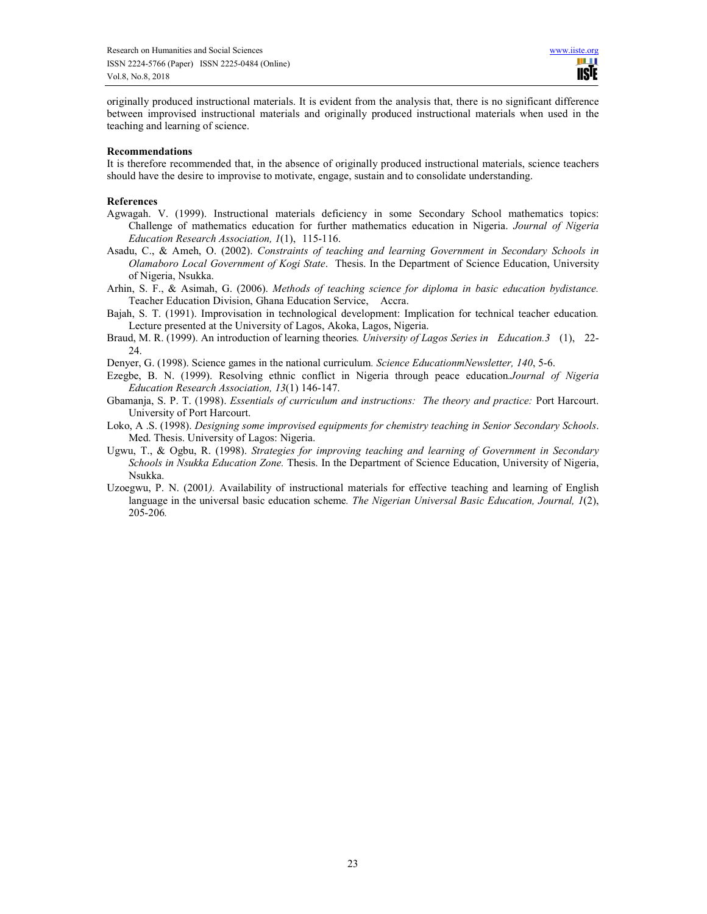originally produced instructional materials. It is evident from the analysis that, there is no significant difference between improvised instructional materials and originally produced instructional materials when used in the teaching and learning of science.

**Recommendations**

It is therefore recommended that, in the absence of originally produced instructional materials, science teachers should have the desire to improvise to motivate, engage, sustain and to consolidate understanding.

**References**

Agwagah. V. (1999). Instructional materials deficiency in some Secondary School mathematics topics: Challenge of mathematics education for further mathematics education in Nigeria. *Journal of Nigeria Education Research Association, 1*(1), 115-116.

Asadu, C., & Ameh, O. (2002). *Constraints of teaching and learning Government in Secondary Schools in Olamaboro Local Government of Kogi State*. Thesis. In the Department of Science Education, University of Nigeria, Nsukka.

Arhin, S. F., & Asimah, G. (2006). *Methods of teaching science for diploma in basic education bydistance.* Teacher Education Division, Ghana Education Service, Accra.

Bajah, S. T. (1991). Improvisation in technological development: Implication for technical teacher education*.* Lecture presented at the University of Lagos, Akoka, Lagos, Nigeria.

Braud, M. R. (1999). An introduction of learning theories*. University of Lagos Series in Education.3* (1), 22-24.

Denyer, G. (1998). Science games in the national curriculum*. Science EducationmNewsletter, 140*, 5-6.

Ezegbe, B. N. (1999). Resolving ethnic conflict in Nigeria through peace education.*Journal of Nigeria Education Research Association, 13*(1) 146-147.

Gbamanja, S. P. T. (1998). *Essentials of curriculum and instructions: The theory and practice:* Port Harcourt. University of Port Harcourt.

Loko, A .S. (1998). *Designing some improvised equipments for chemistry teaching in Senior Secondary Schools*. Med. Thesis. University of Lagos: Nigeria.

Ugwu, T., & Ogbu, R. (1998). *Strategies for improving teaching and learning of Government in Secondary Schools in Nsukka Education Zone.* Thesis. In the Department of Science Education, University of Nigeria, Nsukka.

Uzoegwu, P. N. (2001*).* Availability of instructional materials for effective teaching and learning of English language in the universal basic education scheme*. The Nigerian Universal Basic Education, Journal, 1*(2), 205-206*.*